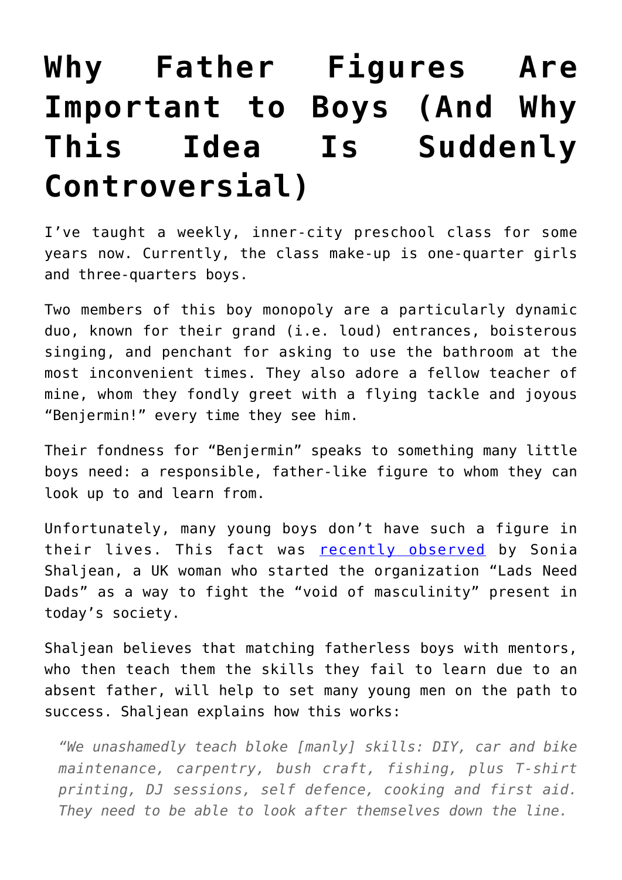# Why Father Figures Are Important to Boys (And Why This Idea Is Suddenly Controversial)

I've taught a weekly, inner-city preschool class for some years now. Currently, the class make-up is one-quarter girls and three-quarters boys.

Two members of this boy monopoly are a particularly dynamic duo, known for their grand (i.e. loud) entrances, boisterous singing, and penchant for asking to use the bathroom at the most inconvenient times. They also adore a fellow teacher of mine, whom they fondly greet with a flying tackle and joyous "Benjermin!" every time they see him.

Their fondness for "Benjermin" speaks to something many little boys need: a responsible, father-like figure to whom they can look up to and learn from.

Unfortunately, many young boys don't have such a figure in their lives. This fact was recently observed by Sonia Shaljean, a UK woman who started the organization "Lads Need Dads" as a way to fight the "void of masculinity" present in today's society.

Shaljean believes that matching fatherless boys with mentors, who then teach them the skills they fail to learn due to an absent father, will help to set many young men on the path to success. Shaljean explains how this works:

> *"We unashamedly teach bloke [manly] skills: DIY, car and bike maintenance, carpentry, bush craft, fishing, plus T-shirt printing, DJ sessions, self defence, cooking and first aid. They need to be able to look after themselves down the line.*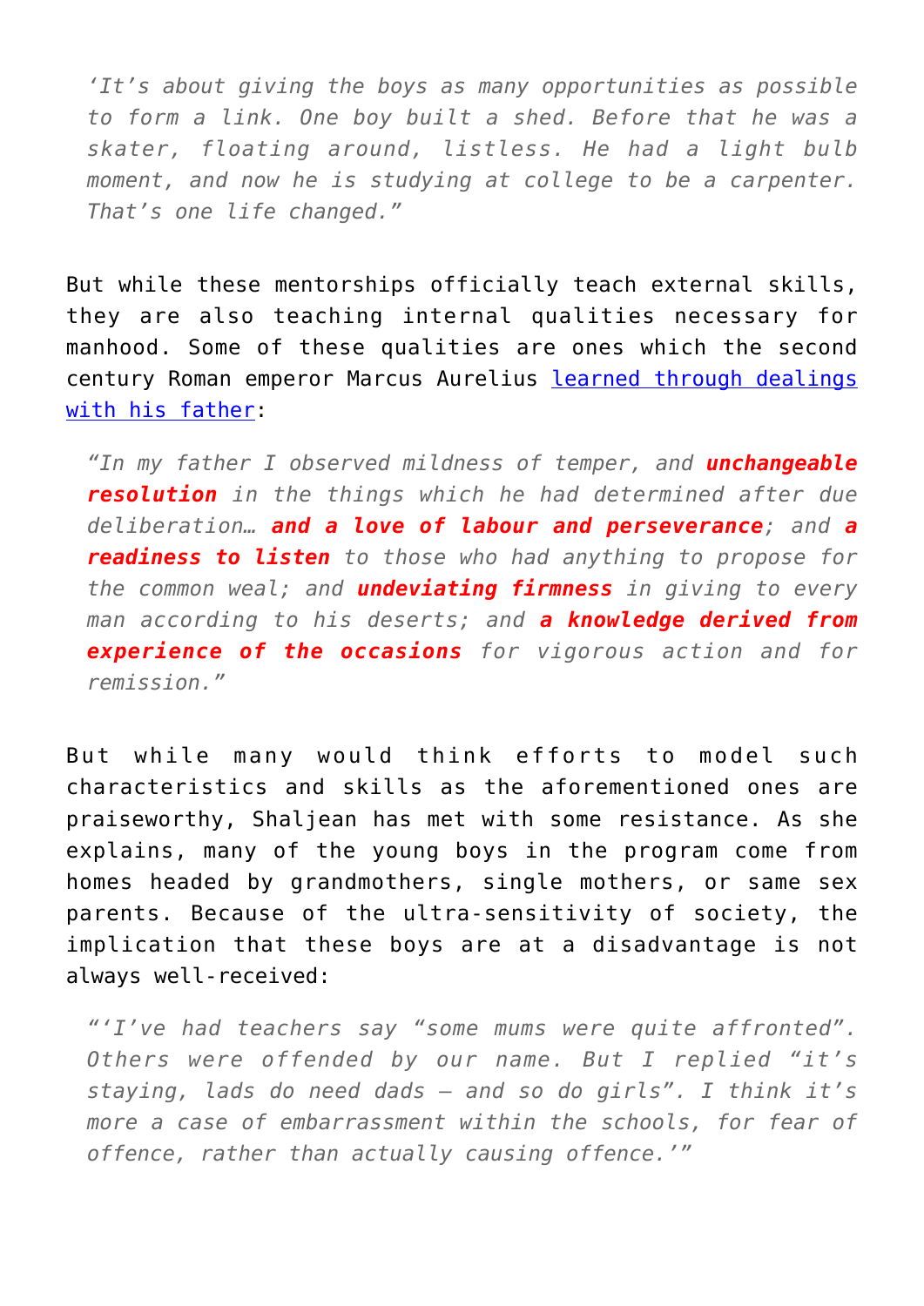> *'It's about giving the boys as many opportunities as possible to form a link. One boy built a shed. Before that he was a skater, floating around, listless. He had a light bulb moment, and now he is studying at college to be a carpenter. That's one life changed."*

But while these mentorships officially teach external skills, they are also teaching internal qualities necessary for manhood. Some of these qualities are ones which the second century Roman emperor Marcus Aurelius learned through dealings with his father:

> *"In my father I observed mildness of temper, and* ***unchangeable resolution*** *in the things which he had determined after due deliberation…* ***and a love of labour and perseverance****; and* ***a readiness to listen*** *to those who had anything to propose for the common weal; and* ***undeviating firmness*** *in giving to every man according to his deserts; and* ***a knowledge derived from experience of the occasions*** *for vigorous action and for remission."*

But while many would think efforts to model such characteristics and skills as the aforementioned ones are praiseworthy, Shaljean has met with some resistance. As she explains, many of the young boys in the program come from homes headed by grandmothers, single mothers, or same sex parents. Because of the ultra-sensitivity of society, the implication that these boys are at a disadvantage is not always well-received:

> *"'I've had teachers say "some mums were quite affronted". Others were offended by our name. But I replied "it's staying, lads do need dads – and so do girls". I think it's more a case of embarrassment within the schools, for fear of offence, rather than actually causing offence.'"*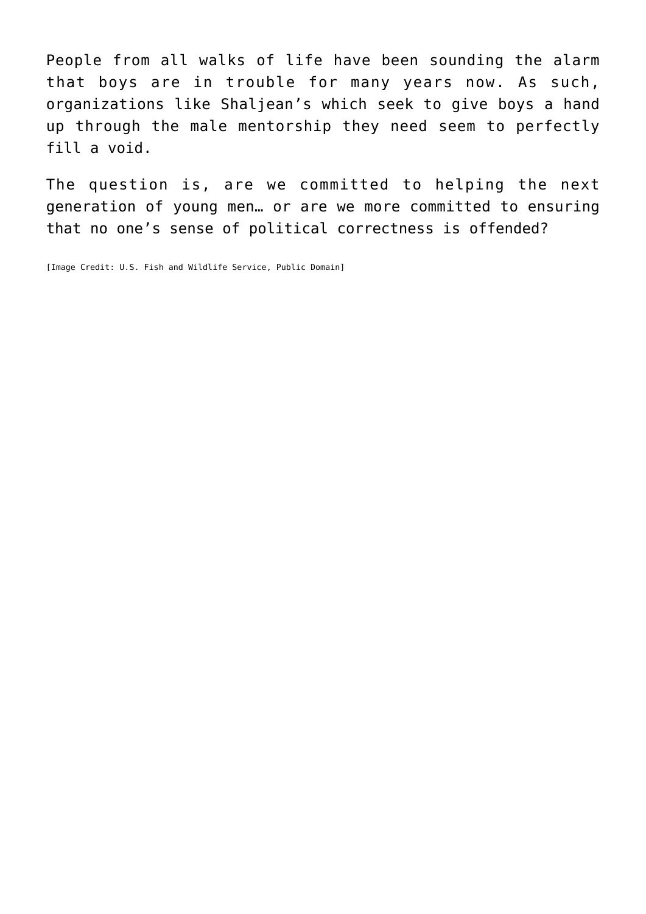People from all walks of life have been sounding the alarm that boys are in trouble for many years now. As such, organizations like Shaljean's which seek to give boys a hand up through the male mentorship they need seem to perfectly fill a void.

The question is, are we committed to helping the next generation of young men… or are we more committed to ensuring that no one's sense of political correctness is offended?

[Image Credit: U.S. Fish and Wildlife Service, Public Domain]